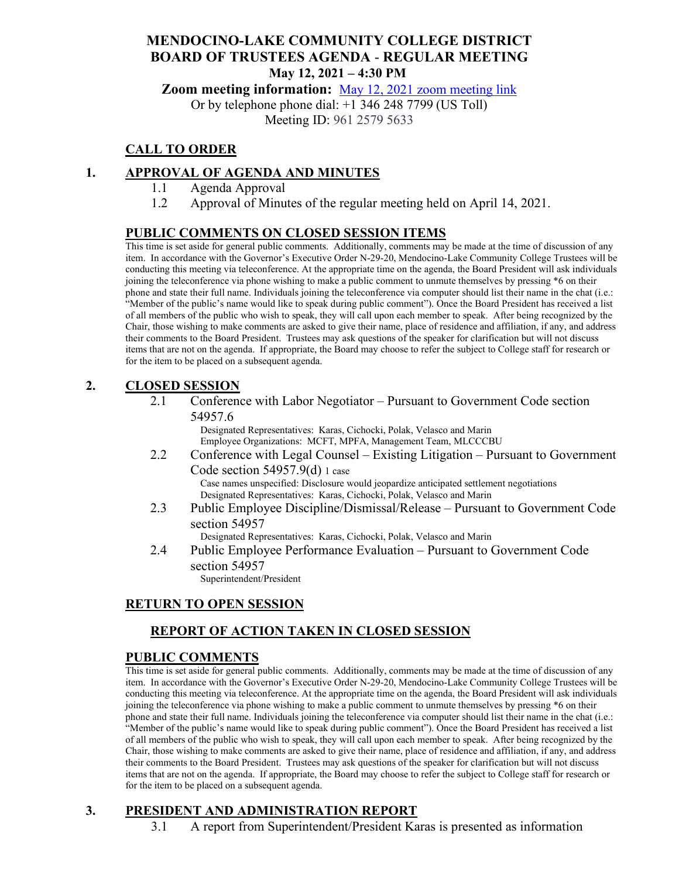# MENDOCINO-LAKE COMMUNITY COLLEGE DISTRICT
# BOARD OF TRUSTEES AGENDA - REGULAR MEETING

**May 12, 2021 – 4:30 PM**

**Zoom meeting information:** May 12, 2021 zoom meeting link

Or by telephone phone dial: +1 346 248 7799 (US Toll)

Meeting ID: 961 2579 5633

## CALL TO ORDER

## 1. APPROVAL OF AGENDA AND MINUTES

1.1 Agenda Approval

1.2 Approval of Minutes of the regular meeting held on April 14, 2021.

## PUBLIC COMMENTS ON CLOSED SESSION ITEMS

This time is set aside for general public comments. Additionally, comments may be made at the time of discussion of any item. In accordance with the Governor's Executive Order N-29-20, Mendocino-Lake Community College Trustees will be conducting this meeting via teleconference. At the appropriate time on the agenda, the Board President will ask individuals joining the teleconference via phone wishing to make a public comment to unmute themselves by pressing *6 on their phone and state their full name. Individuals joining the teleconference via computer should list their name in the chat (i.e.: "Member of the public's name would like to speak during public comment"). Once the Board President has received a list of all members of the public who wish to speak, they will call upon each member to speak. After being recognized by the Chair, those wishing to make comments are asked to give their name, place of residence and affiliation, if any, and address their comments to the Board President. Trustees may ask questions of the speaker for clarification but will not discuss items that are not on the agenda. If appropriate, the Board may choose to refer the subject to College staff for research or for the item to be placed on a subsequent agenda.

## 2. CLOSED SESSION

2.1 Conference with Labor Negotiator – Pursuant to Government Code section 54957.6

Designated Representatives: Karas, Cichocki, Polak, Velasco and Marin
Employee Organizations: MCFT, MPFA, Management Team, MLCCCBU

2.2 Conference with Legal Counsel – Existing Litigation – Pursuant to Government Code section 54957.9(d) 1 case

Case names unspecified: Disclosure would jeopardize anticipated settlement negotiations
Designated Representatives: Karas, Cichocki, Polak, Velasco and Marin

2.3 Public Employee Discipline/Dismissal/Release – Pursuant to Government Code section 54957

Designated Representatives: Karas, Cichocki, Polak, Velasco and Marin

2.4 Public Employee Performance Evaluation – Pursuant to Government Code section 54957

Superintendent/President

## RETURN TO OPEN SESSION

### REPORT OF ACTION TAKEN IN CLOSED SESSION

## PUBLIC COMMENTS

This time is set aside for general public comments. Additionally, comments may be made at the time of discussion of any item. In accordance with the Governor's Executive Order N-29-20, Mendocino-Lake Community College Trustees will be conducting this meeting via teleconference. At the appropriate time on the agenda, the Board President will ask individuals joining the teleconference via phone wishing to make a public comment to unmute themselves by pressing *6 on their phone and state their full name. Individuals joining the teleconference via computer should list their name in the chat (i.e.: "Member of the public's name would like to speak during public comment"). Once the Board President has received a list of all members of the public who wish to speak, they will call upon each member to speak. After being recognized by the Chair, those wishing to make comments are asked to give their name, place of residence and affiliation, if any, and address their comments to the Board President. Trustees may ask questions of the speaker for clarification but will not discuss items that are not on the agenda. If appropriate, the Board may choose to refer the subject to College staff for research or for the item to be placed on a subsequent agenda.

## 3. PRESIDENT AND ADMINISTRATION REPORT

3.1 A report from Superintendent/President Karas is presented as information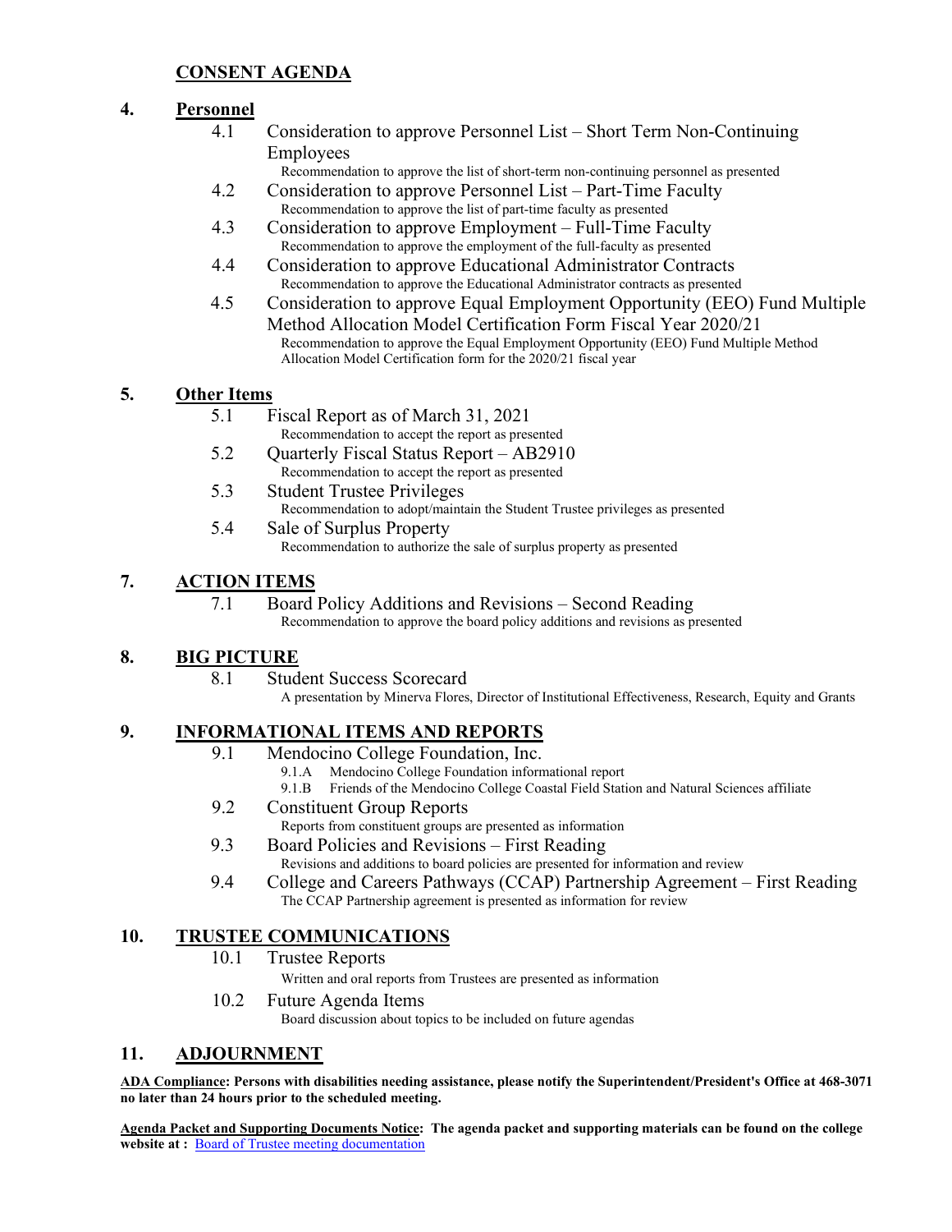## CONSENT AGENDA

### 4. Personnel

- 4.1 Consideration to approve Personnel List – Short Term Non-Continuing Employees
  - Recommendation to approve the list of short-term non-continuing personnel as presented
- 4.2 Consideration to approve Personnel List – Part-Time Faculty
  - Recommendation to approve the list of part-time faculty as presented
- 4.3 Consideration to approve Employment – Full-Time Faculty
  - Recommendation to approve the employment of the full-faculty as presented
- 4.4 Consideration to approve Educational Administrator Contracts
  - Recommendation to approve the Educational Administrator contracts as presented
- 4.5 Consideration to approve Equal Employment Opportunity (EEO) Fund Multiple Method Allocation Model Certification Form Fiscal Year 2020/21
  - Recommendation to approve the Equal Employment Opportunity (EEO) Fund Multiple Method Allocation Model Certification form for the 2020/21 fiscal year

### 5. Other Items

- 5.1 Fiscal Report as of March 31, 2021
  - Recommendation to accept the report as presented
- 5.2 Quarterly Fiscal Status Report – AB2910
  - Recommendation to accept the report as presented
- 5.3 Student Trustee Privileges
  - Recommendation to adopt/maintain the Student Trustee privileges as presented
- 5.4 Sale of Surplus Property
  - Recommendation to authorize the sale of surplus property as presented

### 7. ACTION ITEMS

- 7.1 Board Policy Additions and Revisions – Second Reading
  - Recommendation to approve the board policy additions and revisions as presented

### 8. BIG PICTURE

- 8.1 Student Success Scorecard
  - A presentation by Minerva Flores, Director of Institutional Effectiveness, Research, Equity and Grants

### 9. INFORMATIONAL ITEMS AND REPORTS

- 9.1 Mendocino College Foundation, Inc.
  - 9.1.A Mendocino College Foundation informational report
  - 9.1.B Friends of the Mendocino College Coastal Field Station and Natural Sciences affiliate
- 9.2 Constituent Group Reports
  - Reports from constituent groups are presented as information
- 9.3 Board Policies and Revisions – First Reading
  - Revisions and additions to board policies are presented for information and review
- 9.4 College and Careers Pathways (CCAP) Partnership Agreement – First Reading
  - The CCAP Partnership agreement is presented as information for review

### 10. TRUSTEE COMMUNICATIONS

- 10.1 Trustee Reports
  - Written and oral reports from Trustees are presented as information
- 10.2 Future Agenda Items
  - Board discussion about topics to be included on future agendas

### 11. ADJOURNMENT

**ADA Compliance: Persons with disabilities needing assistance, please notify the Superintendent/President's Office at 468-3071 no later than 24 hours prior to the scheduled meeting.**

**Agenda Packet and Supporting Documents Notice: The agenda packet and supporting materials can be found on the college website at :** Board of Trustee meeting documentation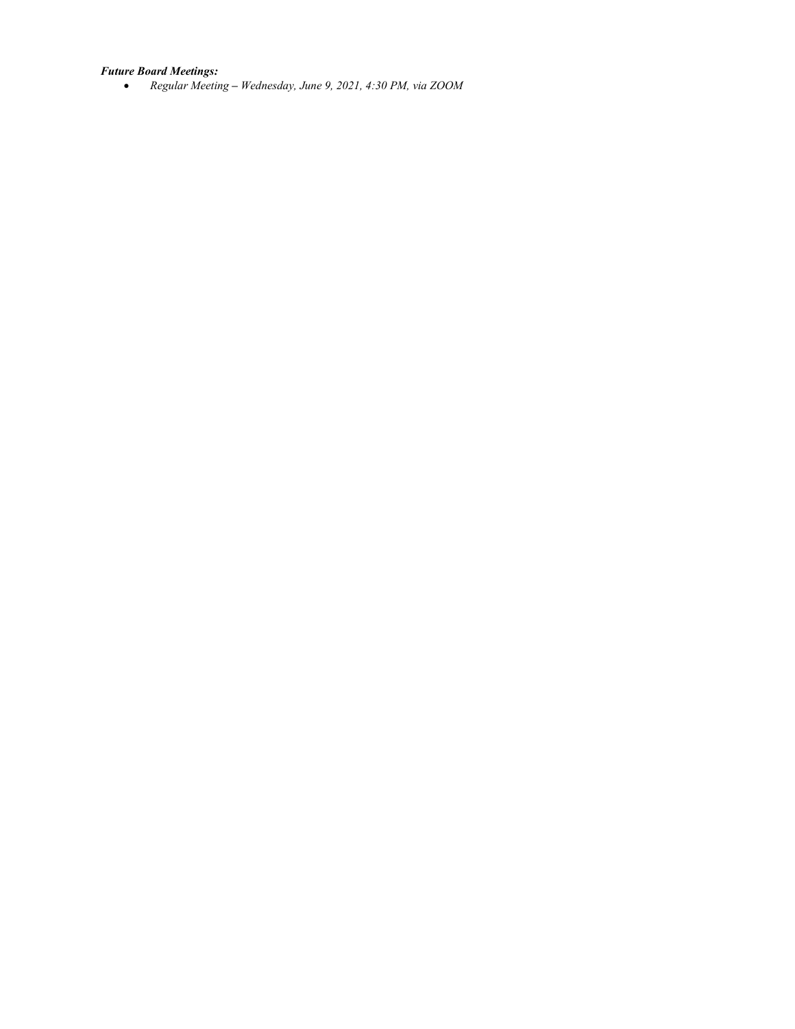***Future Board Meetings:***

- *Regular Meeting – Wednesday, June 9, 2021, 4:30 PM, via ZOOM*